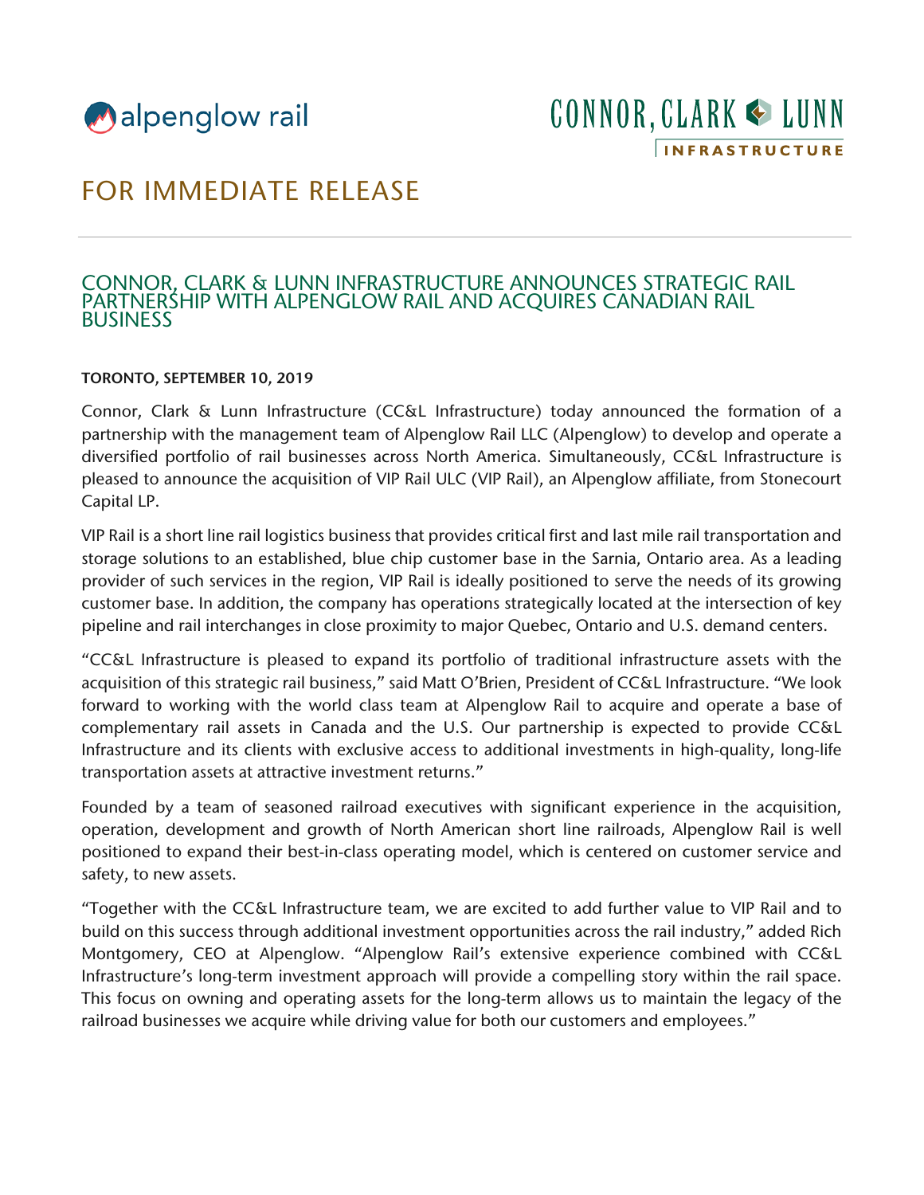alpenglow rail

CONNOR, CLARK & LUNN INFRASTRUCTURE

# FOR IMMEDIATE RELEASE

## CONNOR, CLARK & LUNN INFRASTRUCTURE ANNOUNCES STRATEGIC RAIL PARTNERSHIP WITH ALPENGLOW RAIL AND ACQUIRES CANADIAN RAIL BUSINESS

**TORONTO, SEPTEMBER 10, 2019**

Connor, Clark & Lunn Infrastructure (CC&L Infrastructure) today announced the formation of a partnership with the management team of Alpenglow Rail LLC (Alpenglow) to develop and operate a diversified portfolio of rail businesses across North America. Simultaneously, CC&L Infrastructure is pleased to announce the acquisition of VIP Rail ULC (VIP Rail), an Alpenglow affiliate, from Stonecourt Capital LP.

VIP Rail is a short line rail logistics business that provides critical first and last mile rail transportation and storage solutions to an established, blue chip customer base in the Sarnia, Ontario area. As a leading provider of such services in the region, VIP Rail is ideally positioned to serve the needs of its growing customer base. In addition, the company has operations strategically located at the intersection of key pipeline and rail interchanges in close proximity to major Quebec, Ontario and U.S. demand centers.

"CC&L Infrastructure is pleased to expand its portfolio of traditional infrastructure assets with the acquisition of this strategic rail business," said Matt O'Brien, President of CC&L Infrastructure. "We look forward to working with the world class team at Alpenglow Rail to acquire and operate a base of complementary rail assets in Canada and the U.S. Our partnership is expected to provide CC&L Infrastructure and its clients with exclusive access to additional investments in high-quality, long-life transportation assets at attractive investment returns."

Founded by a team of seasoned railroad executives with significant experience in the acquisition, operation, development and growth of North American short line railroads, Alpenglow Rail is well positioned to expand their best-in-class operating model, which is centered on customer service and safety, to new assets.

"Together with the CC&L Infrastructure team, we are excited to add further value to VIP Rail and to build on this success through additional investment opportunities across the rail industry," added Rich Montgomery, CEO at Alpenglow. "Alpenglow Rail's extensive experience combined with CC&L Infrastructure's long-term investment approach will provide a compelling story within the rail space. This focus on owning and operating assets for the long-term allows us to maintain the legacy of the railroad businesses we acquire while driving value for both our customers and employees."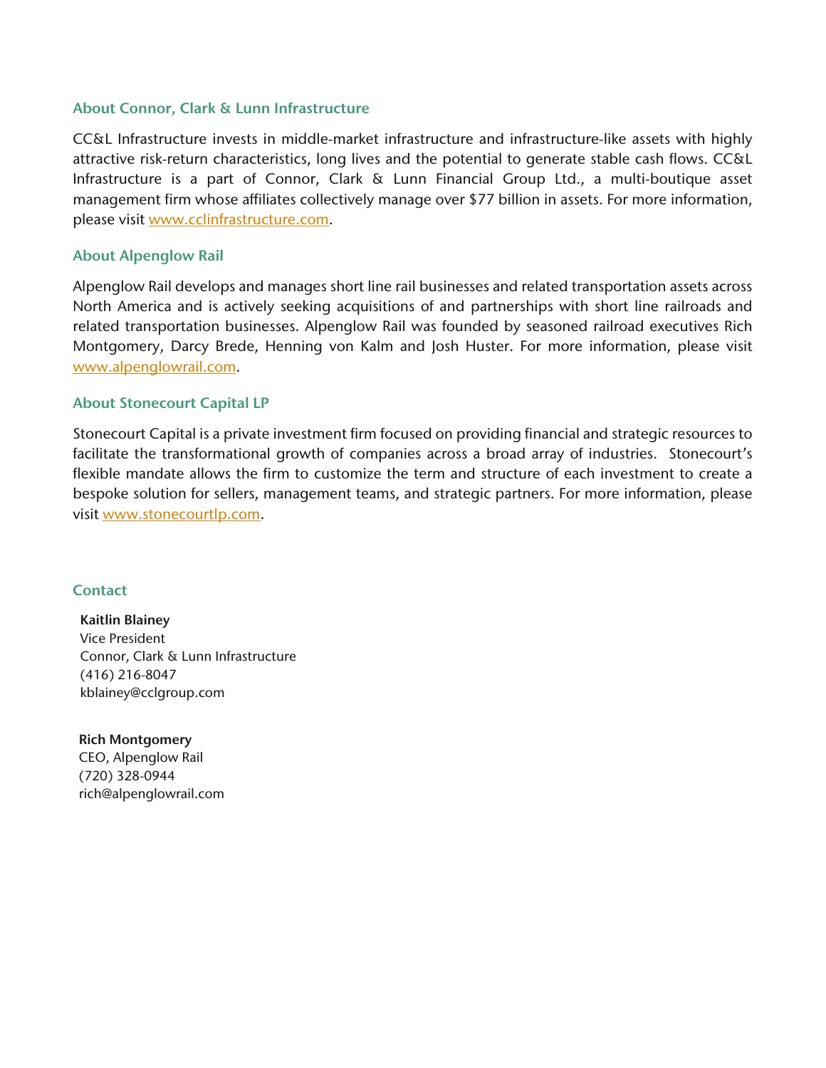### About Connor, Clark & Lunn Infrastructure

CC&L Infrastructure invests in middle-market infrastructure and infrastructure-like assets with highly attractive risk-return characteristics, long lives and the potential to generate stable cash flows. CC&L Infrastructure is a part of Connor, Clark & Lunn Financial Group Ltd., a multi-boutique asset management firm whose affiliates collectively manage over $77 billion in assets. For more information, please visit www.cclinfrastructure.com.

### About Alpenglow Rail

Alpenglow Rail develops and manages short line rail businesses and related transportation assets across North America and is actively seeking acquisitions of and partnerships with short line railroads and related transportation businesses. Alpenglow Rail was founded by seasoned railroad executives Rich Montgomery, Darcy Brede, Henning von Kalm and Josh Huster. For more information, please visit www.alpenglowrail.com.

### About Stonecourt Capital LP

Stonecourt Capital is a private investment firm focused on providing financial and strategic resources to facilitate the transformational growth of companies across a broad array of industries. Stonecourt's flexible mandate allows the firm to customize the term and structure of each investment to create a bespoke solution for sellers, management teams, and strategic partners. For more information, please visit www.stonecourtlp.com.

### Contact

**Kaitlin Blainey**
Vice President
Connor, Clark & Lunn Infrastructure
(416) 216-8047
kblainey@cclgroup.com

**Rich Montgomery**
CEO, Alpenglow Rail
(720) 328-0944
rich@alpenglowrail.com